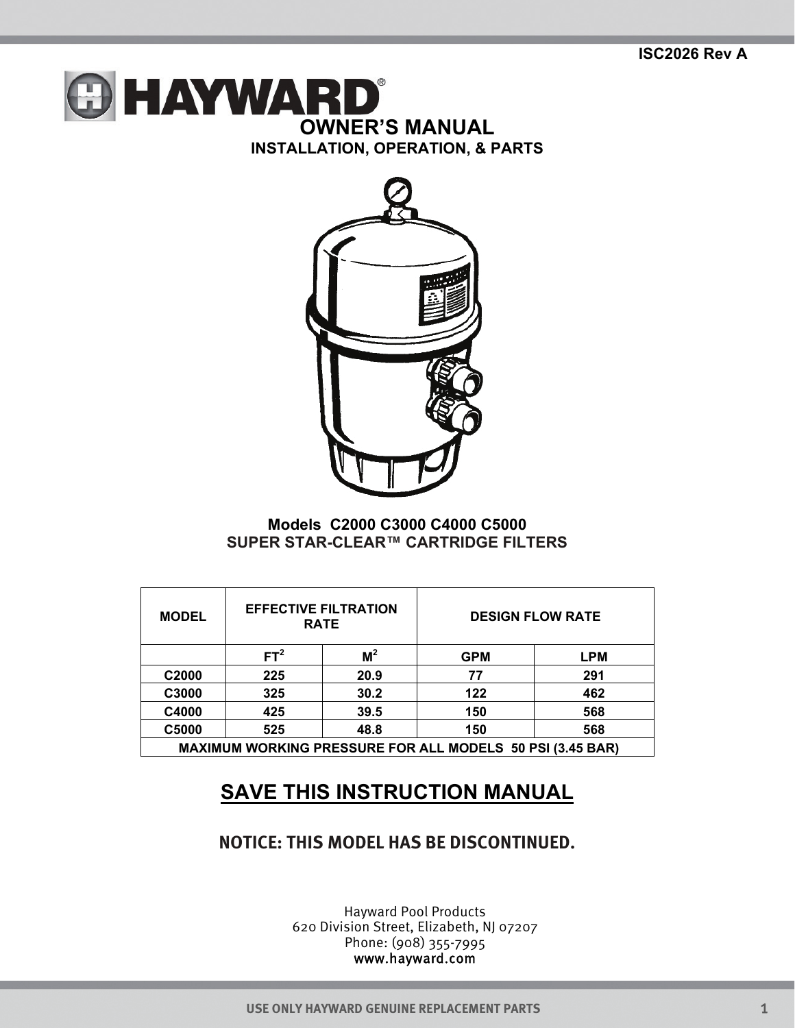ISC2026 Rev A

# HAYWARD®

## OWNER'S MANUAL

### INSTALLATION, OPERATION, & PARTS

**Models C2000 C3000 C4000 C5000**

**SUPER STAR-CLEAR™ CARTRIDGE FILTERS**

| MODEL | EFFECTIVE FILTRATION RATE | | DESIGN FLOW RATE | |
|---|---|---|---|---|
| | $FT^2$ | $M^2$ | GPM | LPM |
| C2000 | 225 | 20.9 | 77 | 291 |
| C3000 | 325 | 30.2 | 122 | 462 |
| C4000 | 425 | 39.5 | 150 | 568 |
| C5000 | 525 | 48.8 | 150 | 568 |
| MAXIMUM WORKING PRESSURE FOR ALL MODELS 50 PSI (3.45 BAR) | | | | |

## SAVE THIS INSTRUCTION MANUAL

**NOTICE: THIS MODEL HAS BE DISCONTINUED.**

Hayward Pool Products
620 Division Street, Elizabeth, NJ 07207
Phone: (908) 355-7995
www.hayward.com

USE ONLY HAYWARD GENUINE REPLACEMENT PARTS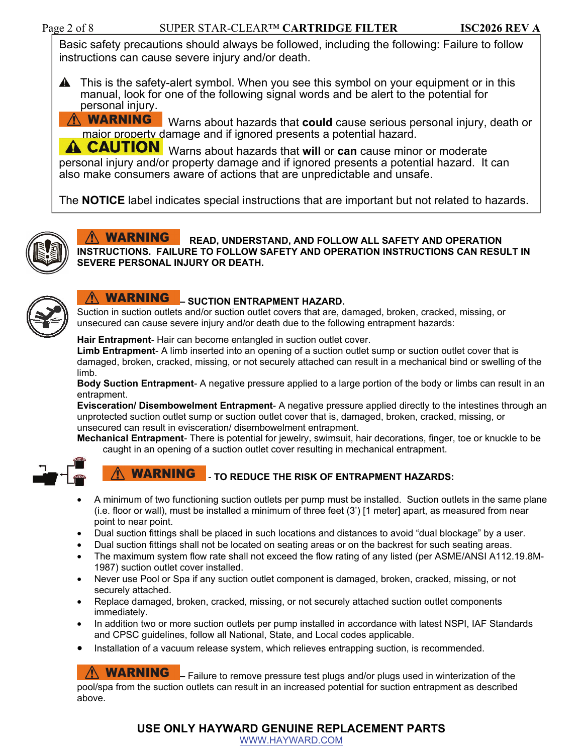Basic safety precautions should always be followed, including the following: Failure to follow instructions can cause severe injury and/or death.

⚠ This is the safety-alert symbol. When you see this symbol on your equipment or in this manual, look for one of the following signal words and be alert to the potential for personal injury.

**⚠ WARNING** Warns about hazards that **could** cause serious personal injury, death or major property damage and if ignored presents a potential hazard.

**⚠ CAUTION** Warns about hazards that **will** or **can** cause minor or moderate personal injury and/or property damage and if ignored presents a potential hazard. It can also make consumers aware of actions that are unpredictable and unsafe.

The **NOTICE** label indicates special instructions that are important but not related to hazards.

**⚠ WARNING** **READ, UNDERSTAND, AND FOLLOW ALL SAFETY AND OPERATION INSTRUCTIONS. FAILURE TO FOLLOW SAFETY AND OPERATION INSTRUCTIONS CAN RESULT IN SEVERE PERSONAL INJURY OR DEATH.**

**⚠ WARNING – SUCTION ENTRAPMENT HAZARD.**
Suction in suction outlets and/or suction outlet covers that are, damaged, broken, cracked, missing, or unsecured can cause severe injury and/or death due to the following entrapment hazards:

**Hair Entrapment**- Hair can become entangled in suction outlet cover.
**Limb Entrapment**- A limb inserted into an opening of a suction outlet sump or suction outlet cover that is damaged, broken, cracked, missing, or not securely attached can result in a mechanical bind or swelling of the limb.
**Body Suction Entrapment**- A negative pressure applied to a large portion of the body or limbs can result in an entrapment.
**Evisceration/ Disembowelment Entrapment**- A negative pressure applied directly to the intestines through an unprotected suction outlet sump or suction outlet cover that is, damaged, broken, cracked, missing, or unsecured can result in evisceration/ disembowelment entrapment.
**Mechanical Entrapment**- There is potential for jewelry, swimsuit, hair decorations, finger, toe or knuckle to be caught in an opening of a suction outlet cover resulting in mechanical entrapment.

**⚠ WARNING - TO REDUCE THE RISK OF ENTRAPMENT HAZARDS:**

- A minimum of two functioning suction outlets per pump must be installed. Suction outlets in the same plane (i.e. floor or wall), must be installed a minimum of three feet (3') [1 meter] apart, as measured from near point to near point.
- Dual suction fittings shall be placed in such locations and distances to avoid "dual blockage" by a user.
- Dual suction fittings shall not be located on seating areas or on the backrest for such seating areas.
- The maximum system flow rate shall not exceed the flow rating of any listed (per ASME/ANSI A112.19.8M-1987) suction outlet cover installed.
- Never use Pool or Spa if any suction outlet component is damaged, broken, cracked, missing, or not securely attached.
- Replace damaged, broken, cracked, missing, or not securely attached suction outlet components immediately.
- In addition two or more suction outlets per pump installed in accordance with latest NSPI, IAF Standards and CPSC guidelines, follow all National, State, and Local codes applicable.
- Installation of a vacuum release system, which relieves entrapping suction, is recommended.

**⚠ WARNING** – Failure to remove pressure test plugs and/or plugs used in winterization of the pool/spa from the suction outlets can result in an increased potential for suction entrapment as described above.

**USE ONLY HAYWARD GENUINE REPLACEMENT PARTS**
WWW.HAYWARD.COM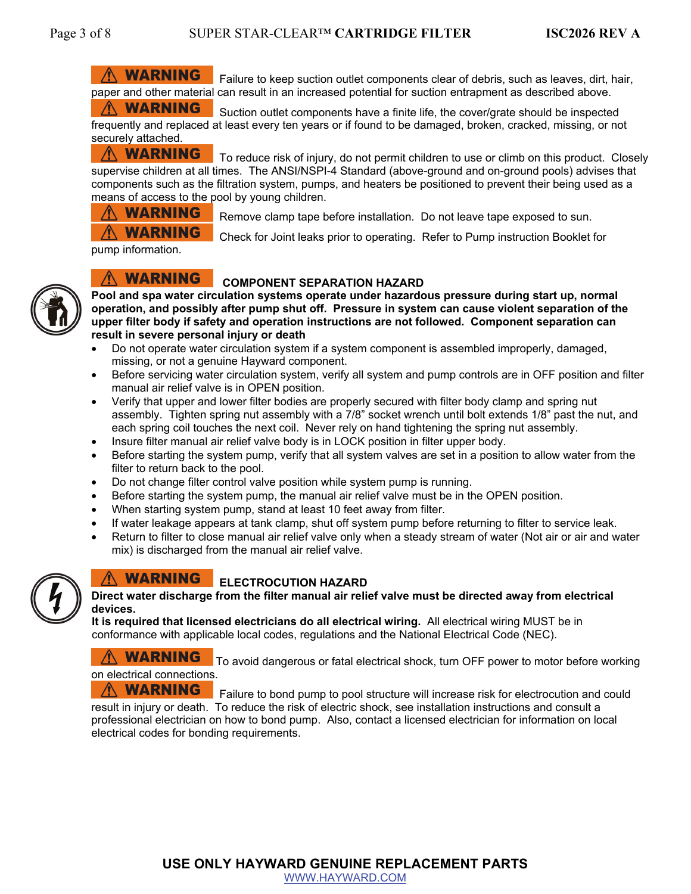**⚠ WARNING** Failure to keep suction outlet components clear of debris, such as leaves, dirt, hair, paper and other material can result in an increased potential for suction entrapment as described above.

**⚠ WARNING** Suction outlet components have a finite life, the cover/grate should be inspected frequently and replaced at least every ten years or if found to be damaged, broken, cracked, missing, or not securely attached.

**⚠ WARNING** To reduce risk of injury, do not permit children to use or climb on this product. Closely supervise children at all times. The ANSI/NSPI-4 Standard (above-ground and on-ground pools) advises that components such as the filtration system, pumps, and heaters be positioned to prevent their being used as a means of access to the pool by young children.

**⚠ WARNING** Remove clamp tape before installation. Do not leave tape exposed to sun.

**⚠ WARNING** Check for Joint leaks prior to operating. Refer to Pump instruction Booklet for pump information.

**⚠ WARNING** **COMPONENT SEPARATION HAZARD**

**Pool and spa water circulation systems operate under hazardous pressure during start up, normal operation, and possibly after pump shut off. Pressure in system can cause violent separation of the upper filter body if safety and operation instructions are not followed. Component separation can result in severe personal injury or death**

- Do not operate water circulation system if a system component is assembled improperly, damaged, missing, or not a genuine Hayward component.
- Before servicing water circulation system, verify all system and pump controls are in OFF position and filter manual air relief valve is in OPEN position.
- Verify that upper and lower filter bodies are properly secured with filter body clamp and spring nut assembly. Tighten spring nut assembly with a 7/8" socket wrench until bolt extends 1/8" past the nut, and each spring coil touches the next coil. Never rely on hand tightening the spring nut assembly.
- Insure filter manual air relief valve body is in LOCK position in filter upper body.
- Before starting the system pump, verify that all system valves are set in a position to allow water from the filter to return back to the pool.
- Do not change filter control valve position while system pump is running.
- Before starting the system pump, the manual air relief valve must be in the OPEN position.
- When starting system pump, stand at least 10 feet away from filter.
- If water leakage appears at tank clamp, shut off system pump before returning to filter to service leak.
- Return to filter to close manual air relief valve only when a steady stream of water (Not air or air and water mix) is discharged from the manual air relief valve.

**⚠ WARNING** **ELECTROCUTION HAZARD**

**Direct water discharge from the filter manual air relief valve must be directed away from electrical devices.**

**It is required that licensed electricians do all electrical wiring.** All electrical wiring MUST be in conformance with applicable local codes, regulations and the National Electrical Code (NEC).

**⚠ WARNING** To avoid dangerous or fatal electrical shock, turn OFF power to motor before working on electrical connections.

**⚠ WARNING** Failure to bond pump to pool structure will increase risk for electrocution and could result in injury or death. To reduce the risk of electric shock, see installation instructions and consult a professional electrician on how to bond pump. Also, contact a licensed electrician for information on local electrical codes for bonding requirements.

**USE ONLY HAYWARD GENUINE REPLACEMENT PARTS**

WWW.HAYWARD.COM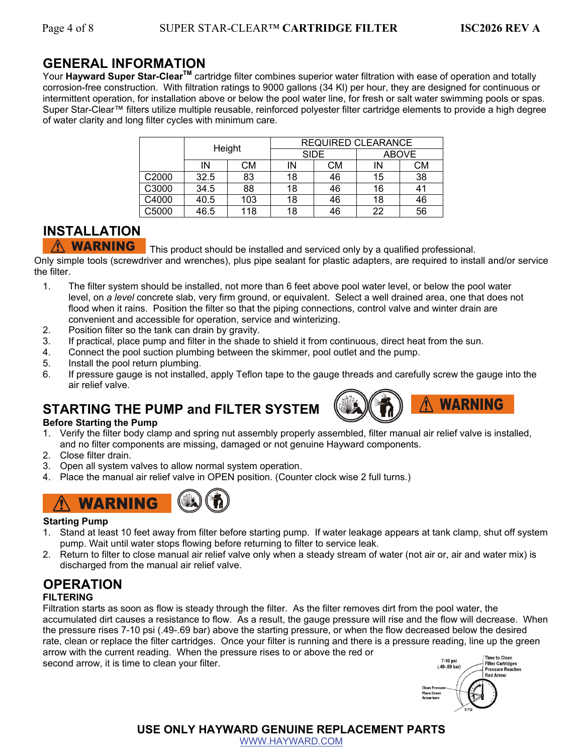## GENERAL INFORMATION

Your **Hayward Super Star-Clear™** cartridge filter combines superior water filtration with ease of operation and totally corrosion-free construction. With filtration ratings to 9000 gallons (34 Kl) per hour, they are designed for continuous or intermittent operation, for installation above or below the pool water line, for fresh or salt water swimming pools or spas. Super Star-Clear™ filters utilize multiple reusable, reinforced polyester filter cartridge elements to provide a high degree of water clarity and long filter cycles with minimum care.

| | Height | | REQUIRED CLEARANCE | | | |
|---|---|---|---|---|---|---|
| | | | SIDE | | ABOVE | |
| | IN | CM | IN | CM | IN | CM |
| C2000 | 32.5 | 83 | 18 | 46 | 15 | 38 |
| C3000 | 34.5 | 88 | 18 | 46 | 16 | 41 |
| C4000 | 40.5 | 103 | 18 | 46 | 18 | 46 |
| C5000 | 46.5 | 118 | 18 | 46 | 22 | 56 |

## INSTALLATION

**⚠ WARNING** This product should be installed and serviced only by a qualified professional.

Only simple tools (screwdriver and wrenches), plus pipe sealant for plastic adapters, are required to install and/or service the filter.

1. The filter system should be installed, not more than 6 feet above pool water level, or below the pool water level, on *a level* concrete slab, very firm ground, or equivalent. Select a well drained area, one that does not flood when it rains. Position the filter so that the piping connections, control valve and winter drain are convenient and accessible for operation, service and winterizing.
2. Position filter so the tank can drain by gravity.
3. If practical, place pump and filter in the shade to shield it from continuous, direct heat from the sun.
4. Connect the pool suction plumbing between the skimmer, pool outlet and the pump.
5. Install the pool return plumbing.
6. If pressure gauge is not installed, apply Teflon tape to the gauge threads and carefully screw the gauge into the air relief valve.

## STARTING THE PUMP and FILTER SYSTEM

**⚠ WARNING**

**Before Starting the Pump**

1. Verify the filter body clamp and spring nut assembly properly assembled, filter manual air relief valve is installed, and no filter components are missing, damaged or not genuine Hayward components.
2. Close filter drain.
3. Open all system valves to allow normal system operation.
4. Place the manual air relief valve in OPEN position. (Counter clock wise 2 full turns.)

**⚠ WARNING**

**Starting Pump**

1. Stand at least 10 feet away from filter before starting pump. If water leakage appears at tank clamp, shut off system pump. Wait until water stops flowing before returning to filter to service leak.
2. Return to filter to close manual air relief valve only when a steady stream of water (not air or, air and water mix) is discharged from the manual air relief valve.

## OPERATION

**FILTERING**

Filtration starts as soon as flow is steady through the filter. As the filter removes dirt from the pool water, the accumulated dirt causes a resistance to flow. As a result, the gauge pressure will rise and the flow will decrease. When the pressure rises 7-10 psi (.49-.69 bar) above the starting pressure, or when the flow decreased below the desired rate, clean or replace the filter cartridges. Once your filter is running and there is a pressure reading, line up the green arrow with the current reading. When the pressure rises to or above the red or second arrow, it is time to clean your filter.

7-10 psi (.49-.69 bar)
Time to Clean Filter Cartridges Pressure Reaches Red Arrow
Clean Pressure Place Green Arrow here
0 PSI

**USE ONLY HAYWARD GENUINE REPLACEMENT PARTS**

WWW.HAYWARD.COM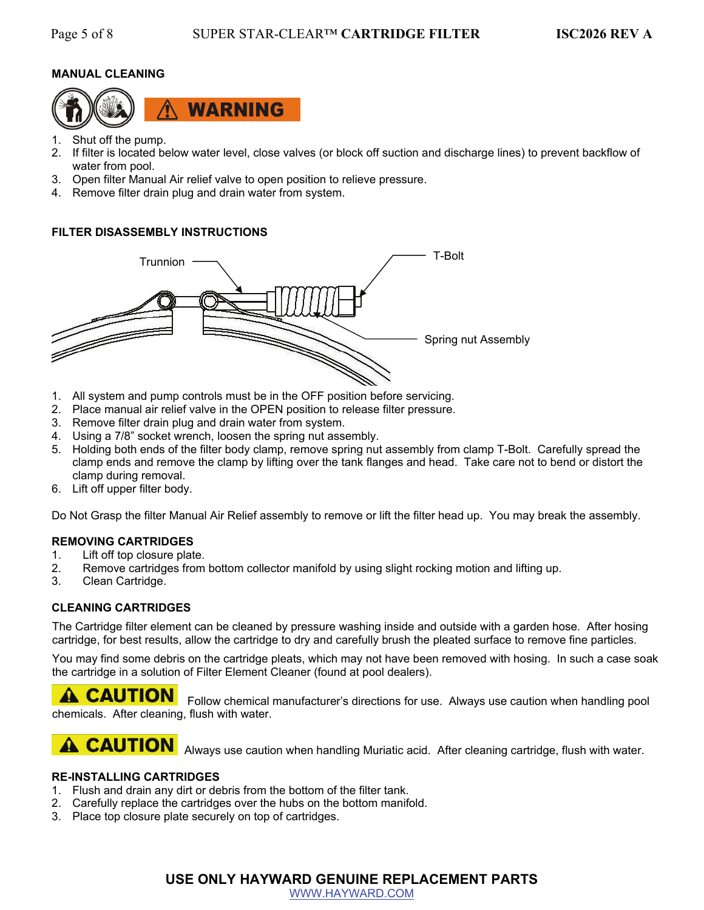## MANUAL CLEANING

**⚠ WARNING**

1. Shut off the pump.
2. If filter is located below water level, close valves (or block off suction and discharge lines) to prevent backflow of water from pool.
3. Open filter Manual Air relief valve to open position to relieve pressure.
4. Remove filter drain plug and drain water from system.

## FILTER DISASSEMBLY INSTRUCTIONS

Trunnion

T-Bolt

Spring nut Assembly

1. All system and pump controls must be in the OFF position before servicing.
2. Place manual air relief valve in the OPEN position to release filter pressure.
3. Remove filter drain plug and drain water from system.
4. Using a 7/8" socket wrench, loosen the spring nut assembly.
5. Holding both ends of the filter body clamp, remove spring nut assembly from clamp T-Bolt. Carefully spread the clamp ends and remove the clamp by lifting over the tank flanges and head. Take care not to bend or distort the clamp during removal.
6. Lift off upper filter body.

Do Not Grasp the filter Manual Air Relief assembly to remove or lift the filter head up. You may break the assembly.

## REMOVING CARTRIDGES

1. Lift off top closure plate.
2. Remove cartridges from bottom collector manifold by using slight rocking motion and lifting up.
3. Clean Cartridge.

## CLEANING CARTRIDGES

The Cartridge filter element can be cleaned by pressure washing inside and outside with a garden hose. After hosing cartridge, for best results, allow the cartridge to dry and carefully brush the pleated surface to remove fine particles.

You may find some debris on the cartridge pleats, which may not have been removed with hosing. In such a case soak the cartridge in a solution of Filter Element Cleaner (found at pool dealers).

**⚠ CAUTION** Follow chemical manufacturer's directions for use. Always use caution when handling pool chemicals. After cleaning, flush with water.

**⚠ CAUTION** Always use caution when handling Muriatic acid. After cleaning cartridge, flush with water.

## RE-INSTALLING CARTRIDGES

1. Flush and drain any dirt or debris from the bottom of the filter tank.
2. Carefully replace the cartridges over the hubs on the bottom manifold.
3. Place top closure plate securely on top of cartridges.

**USE ONLY HAYWARD GENUINE REPLACEMENT PARTS**

WWW.HAYWARD.COM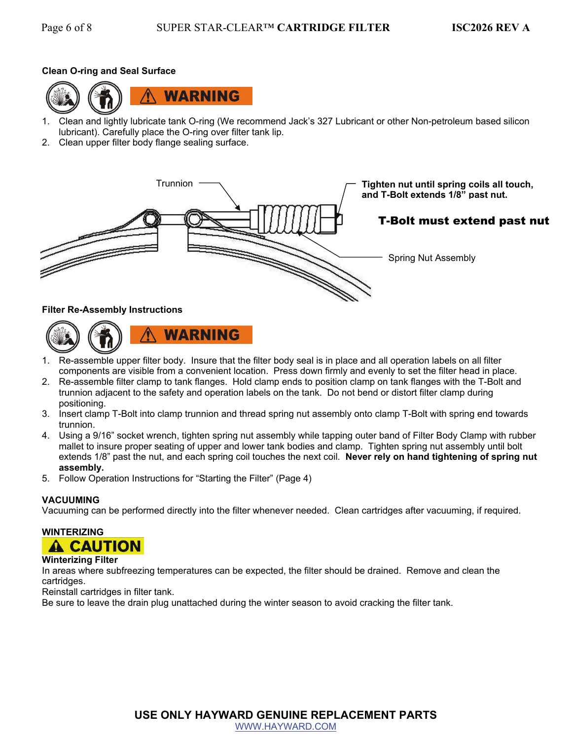**Clean O-ring and Seal Surface**

⚠ **WARNING**

1. Clean and lightly lubricate tank O-ring (We recommend Jack's 327 Lubricant or other Non-petroleum based silicon lubricant). Carefully place the O-ring over filter tank lip.
2. Clean upper filter body flange sealing surface.

Trunnion

**Tighten nut until spring coils all touch, and T-Bolt extends 1/8" past nut.**

**T-Bolt must extend past nut**

Spring Nut Assembly

**Filter Re-Assembly Instructions**

⚠ **WARNING**

1. Re-assemble upper filter body. Insure that the filter body seal is in place and all operation labels on all filter components are visible from a convenient location. Press down firmly and evenly to set the filter head in place.
2. Re-assemble filter clamp to tank flanges. Hold clamp ends to position clamp on tank flanges with the T-Bolt and trunnion adjacent to the safety and operation labels on the tank. Do not bend or distort filter clamp during positioning.
3. Insert clamp T-Bolt into clamp trunnion and thread spring nut assembly onto clamp T-Bolt with spring end towards trunnion.
4. Using a 9/16" socket wrench, tighten spring nut assembly while tapping outer band of Filter Body Clamp with rubber mallet to insure proper seating of upper and lower tank bodies and clamp. Tighten spring nut assembly until bolt extends 1/8" past the nut, and each spring coil touches the next coil. **Never rely on hand tightening of spring nut assembly.**
5. Follow Operation Instructions for "Starting the Filter" (Page 4)

**VACUUMING**

Vacuuming can be performed directly into the filter whenever needed. Clean cartridges after vacuuming, if required.

**WINTERIZING**

⚠ **CAUTION**

**Winterizing Filter**

In areas where subfreezing temperatures can be expected, the filter should be drained. Remove and clean the cartridges.

Reinstall cartridges in filter tank.

Be sure to leave the drain plug unattached during the winter season to avoid cracking the filter tank.

**USE ONLY HAYWARD GENUINE REPLACEMENT PARTS**

WWW.HAYWARD.COM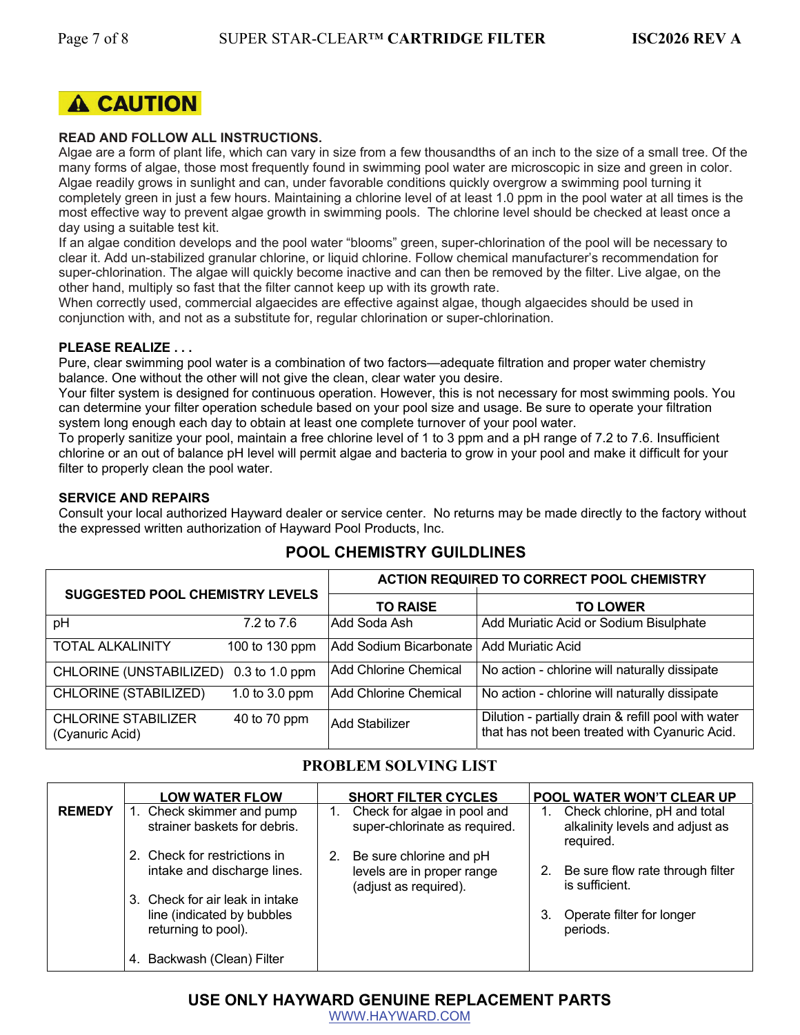## ⚠ CAUTION

**READ AND FOLLOW ALL INSTRUCTIONS.**

Algae are a form of plant life, which can vary in size from a few thousandths of an inch to the size of a small tree. Of the many forms of algae, those most frequently found in swimming pool water are microscopic in size and green in color. Algae readily grows in sunlight and can, under favorable conditions quickly overgrow a swimming pool turning it completely green in just a few hours. Maintaining a chlorine level of at least 1.0 ppm in the pool water at all times is the most effective way to prevent algae growth in swimming pools. The chlorine level should be checked at least once a day using a suitable test kit.

If an algae condition develops and the pool water "blooms" green, super-chlorination of the pool will be necessary to clear it. Add un-stabilized granular chlorine, or liquid chlorine. Follow chemical manufacturer's recommendation for super-chlorination. The algae will quickly become inactive and can then be removed by the filter. Live algae, on the other hand, multiply so fast that the filter cannot keep up with its growth rate.

When correctly used, commercial algaecides are effective against algae, though algaecides should be used in conjunction with, and not as a substitute for, regular chlorination or super-chlorination.

**PLEASE REALIZE . . .**

Pure, clear swimming pool water is a combination of two factors—adequate filtration and proper water chemistry balance. One without the other will not give the clean, clear water you desire.

Your filter system is designed for continuous operation. However, this is not necessary for most swimming pools. You can determine your filter operation schedule based on your pool size and usage. Be sure to operate your filtration system long enough each day to obtain at least one complete turnover of your pool water.

To properly sanitize your pool, maintain a free chlorine level of 1 to 3 ppm and a pH range of 7.2 to 7.6. Insufficient chlorine or an out of balance pH level will permit algae and bacteria to grow in your pool and make it difficult for your filter to properly clean the pool water.

**SERVICE AND REPAIRS**

Consult your local authorized Hayward dealer or service center. No returns may be made directly to the factory without the expressed written authorization of Hayward Pool Products, Inc.

## POOL CHEMISTRY GUILDLINES

| SUGGESTED POOL CHEMISTRY LEVELS | | ACTION REQUIRED TO CORRECT POOL CHEMISTRY | |
|---|---|---|---|
| | | **TO RAISE** | **TO LOWER** |
| pH | 7.2 to 7.6 | Add Soda Ash | Add Muriatic Acid or Sodium Bisulphate |
| TOTAL ALKALINITY | 100 to 130 ppm | Add Sodium Bicarbonate | Add Muriatic Acid |
| CHLORINE (UNSTABILIZED) | 0.3 to 1.0 ppm | Add Chlorine Chemical | No action - chlorine will naturally dissipate |
| CHLORINE (STABILIZED) | 1.0 to 3.0 ppm | Add Chlorine Chemical | No action - chlorine will naturally dissipate |
| CHLORINE STABILIZER (Cyanuric Acid) | 40 to 70 ppm | Add Stabilizer | Dilution - partially drain & refill pool with water that has not been treated with Cyanuric Acid. |

## PROBLEM SOLVING LIST

| | LOW WATER FLOW | SHORT FILTER CYCLES | POOL WATER WON'T CLEAR UP |
|---|---|---|---|
| **REMEDY** | 1. Check skimmer and pump strainer baskets for debris.<br>2. Check for restrictions in intake and discharge lines.<br>3. Check for air leak in intake line (indicated by bubbles returning to pool).<br>4. Backwash (Clean) Filter | 1. Check for algae in pool and super-chlorinate as required.<br>2. Be sure chlorine and pH levels are in proper range (adjust as required). | 1. Check chlorine, pH and total alkalinity levels and adjust as required.<br>2. Be sure flow rate through filter is sufficient.<br>3. Operate filter for longer periods. |

**USE ONLY HAYWARD GENUINE REPLACEMENT PARTS**

WWW.HAYWARD.COM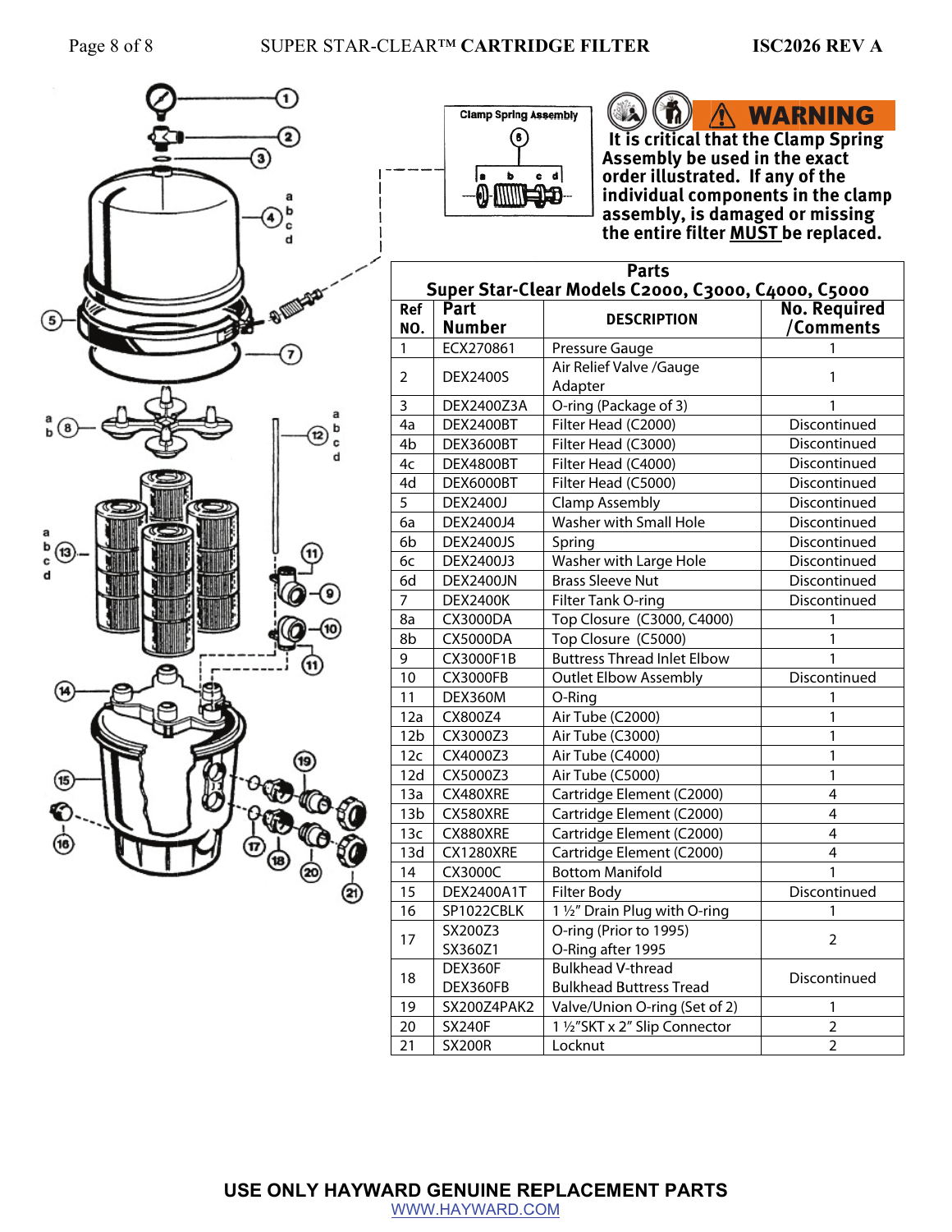**Clamp Spring Assembly**

⚠ **WARNING**

**It is critical that the Clamp Spring Assembly be used in the exact order illustrated. If any of the individual components in the clamp assembly, is damaged or missing the entire filter MUST be replaced.**

| Parts<br>Super Star-Clear Models C2000, C3000, C4000, C5000 | | | |
|---|---|---|---|
| **Ref NO.** | **Part Number** | **DESCRIPTION** | **No. Required /Comments** |
| 1 | ECX270861 | Pressure Gauge | 1 |
| 2 | DEX2400S | Air Relief Valve /Gauge Adapter | 1 |
| 3 | DEX2400Z3A | O-ring (Package of 3) | 1 |
| 4a | DEX2400BT | Filter Head (C2000) | Discontinued |
| 4b | DEX3600BT | Filter Head (C3000) | Discontinued |
| 4c | DEX4800BT | Filter Head (C4000) | Discontinued |
| 4d | DEX6000BT | Filter Head (C5000) | Discontinued |
| 5 | DEX2400J | Clamp Assembly | Discontinued |
| 6a | DEX2400J4 | Washer with Small Hole | Discontinued |
| 6b | DEX2400JS | Spring | Discontinued |
| 6c | DEX2400J3 | Washer with Large Hole | Discontinued |
| 6d | DEX2400JN | Brass Sleeve Nut | Discontinued |
| 7 | DEX2400K | Filter Tank O-ring | Discontinued |
| 8a | CX3000DA | Top Closure (C3000, C4000) | 1 |
| 8b | CX5000DA | Top Closure (C5000) | 1 |
| 9 | CX3000F1B | Buttress Thread Inlet Elbow | 1 |
| 10 | CX3000FB | Outlet Elbow Assembly | Discontinued |
| 11 | DEX360M | O-Ring | 1 |
| 12a | CX800Z4 | Air Tube (C2000) | 1 |
| 12b | CX3000Z3 | Air Tube (C3000) | 1 |
| 12c | CX4000Z3 | Air Tube (C4000) | 1 |
| 12d | CX5000Z3 | Air Tube (C5000) | 1 |
| 13a | CX480XRE | Cartridge Element (C2000) | 4 |
| 13b | CX580XRE | Cartridge Element (C2000) | 4 |
| 13c | CX880XRE | Cartridge Element (C2000) | 4 |
| 13d | CX1280XRE | Cartridge Element (C2000) | 4 |
| 14 | CX3000C | Bottom Manifold | 1 |
| 15 | DEX2400A1T | Filter Body | Discontinued |
| 16 | SP1022CBLK | 1 ½" Drain Plug with O-ring | 1 |
| 17 | SX200Z3<br>SX360Z1 | O-ring (Prior to 1995)<br>O-Ring after 1995 | 2 |
| 18 | DEX360F<br>DEX360FB | Bulkhead V-thread<br>Bulkhead Buttress Tread | Discontinued |
| 19 | SX200Z4PAK2 | Valve/Union O-ring (Set of 2) | 1 |
| 20 | SX240F | 1 ½"SKT x 2" Slip Connector | 2 |
| 21 | SX200R | Locknut | 2 |

**USE ONLY HAYWARD GENUINE REPLACEMENT PARTS**

WWW.HAYWARD.COM